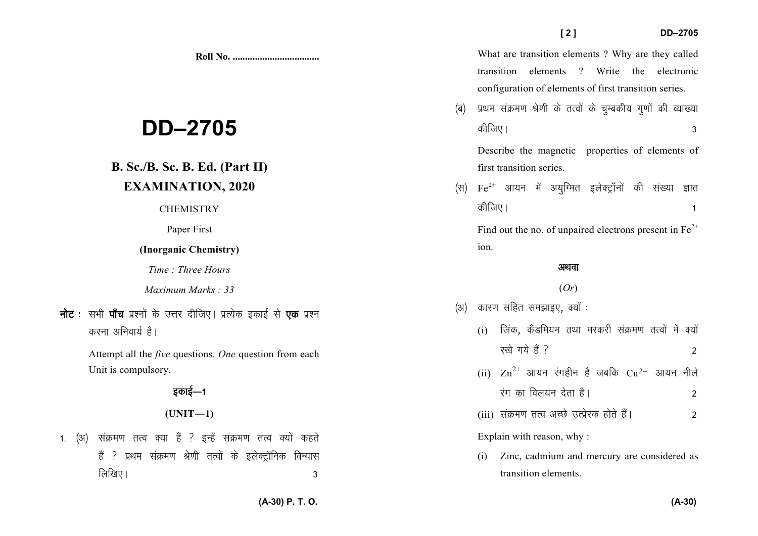**Roll No. ..................................**

# DD–2705

## B. Sc./B. Sc. B. Ed. (Part II)

## EXAMINATION, 2020

CHEMISTRY

Paper First

**(Inorganic Chemistry)**

*Time : Three Hours*

*Maximum Marks : 33*

**नोट :** सभी **पाँच** प्रश्नों के उत्तर दीजिए। प्रत्येक इकाई से **एक** प्रश्न करना अनिवार्य है।

Attempt all the *five* questions. *One* question from each Unit is compulsory.

### इकाई—1

### (UNIT—1)

1. (अ) संक्रमण तत्व क्या हैं ? इन्हें संक्रमण तत्व क्यों कहते हैं ? प्रथम संक्रमण श्रेणी तत्वों के इलेक्ट्रॉनिक विन्यास लिखिए। 3

What are transition elements ? Why are they called transition elements ? Write the electronic configuration of elements of first transition series.

(ब) प्रथम संक्रमण श्रेणी के तत्वों के चुम्बकीय गुणों की व्याख्या कीजिए। 3

Describe the magnetic properties of elements of first transition series.

(स) $Fe^{2+}$ आयन में अयुग्मित इलेक्ट्रॉनों की संख्या ज्ञात कीजिए। 1

Find out the no. of unpaired electrons present in $Fe^{2+}$ ion.

**अथवा**

(*Or*)

(अ) कारण सहित समझाइए, क्यों :

(i) जिंक, कैडमियम तथा मरकरी संक्रमण तत्वों में क्यों रखे गये हैं ? 2

(ii) $Zn^{2+}$ आयन रंगहीन है जबकि $Cu^{2+}$ आयन नीले रंग का विलयन देता है। 2

(iii) संक्रमण तत्व अच्छे उत्प्रेरक होते हैं। 2

Explain with reason, why :

(i) Zinc, cadmium and mercury are considered as transition elements.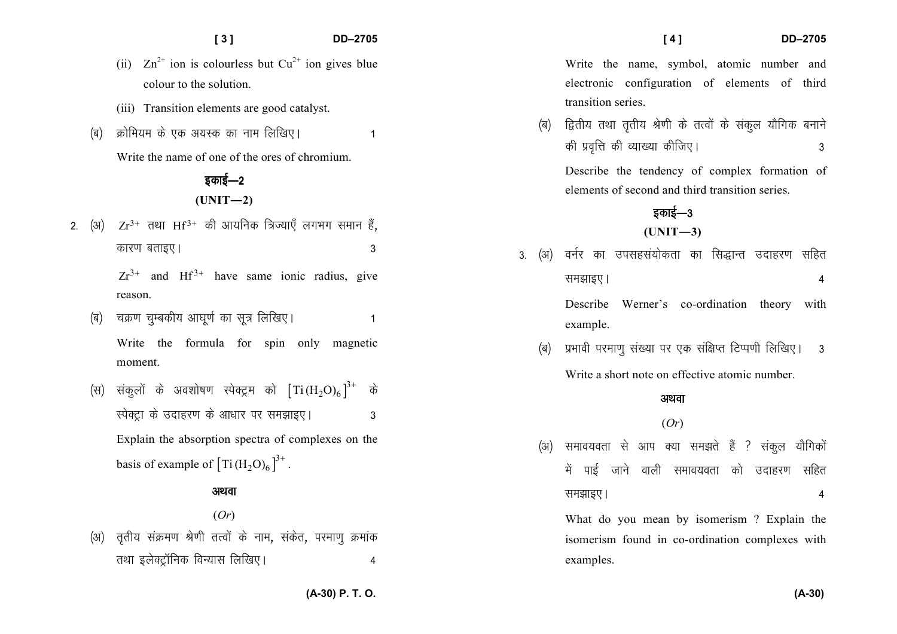(ii) $Zn^{2+}$ ion is colourless but $Cu^{2+}$ ion gives blue colour to the solution.

(iii) Transition elements are good catalyst.

(ब) क्रोमियम के एक अयस्क का नाम लिखिए। 1

Write the name of one of the ores of chromium.

## इकाई—2

## (UNIT—2)

2\. (अ) $Zr^{3+}$ तथा $Hf^{3+}$ की आयनिक त्रिज्याएँ लगभग समान हैं, कारण बताइए। 3

$Zr^{3+}$ and $Hf^{3+}$ have same ionic radius, give reason.

(ब) चक्रण चुम्बकीय आघूर्ण का सूत्र लिखिए। 1

Write the formula for spin only magnetic moment.

(स) संकुलों के अवशोषण स्पेक्ट्रम को $[Ti(H_2O)_6]^{3+}$ के स्पेक्ट्रा के उदाहरण के आधार पर समझाइए। 3

Explain the absorption spectra of complexes on the basis of example of $[Ti(H_2O)_6]^{3+}$.

अथवा

(*Or*)

(अ) तृतीय संक्रमण श्रेणी तत्वों के नाम, संकेत, परमाणु क्रमांक तथा इलेक्ट्रॉनिक विन्यास लिखिए। 4

Write the name, symbol, atomic number and electronic configuration of elements of third transition series.

(ब) द्वितीय तथा तृतीय श्रेणी के तत्वों के संकुल यौगिक बनाने की प्रवृत्ति की व्याख्या कीजिए। 3

Describe the tendency of complex formation of elements of second and third transition series.

## इकाई—3

## (UNIT—3)

3\. (अ) वर्नर का उपसहसंयोकता का सिद्धान्त उदाहरण सहित समझाइए। 4

Describe Werner's co-ordination theory with example.

(ब) प्रभावी परमाणु संख्या पर एक संक्षिप्त टिप्पणी लिखिए। 3

Write a short note on effective atomic number.

अथवा

(*Or*)

(अ) समावयवता से आप क्या समझते हैं ? संकुल यौगिकों में पाई जाने वाली समावयवता को उदाहरण सहित समझाइए। 4

What do you mean by isomerism ? Explain the isomerism found in co-ordination complexes with examples.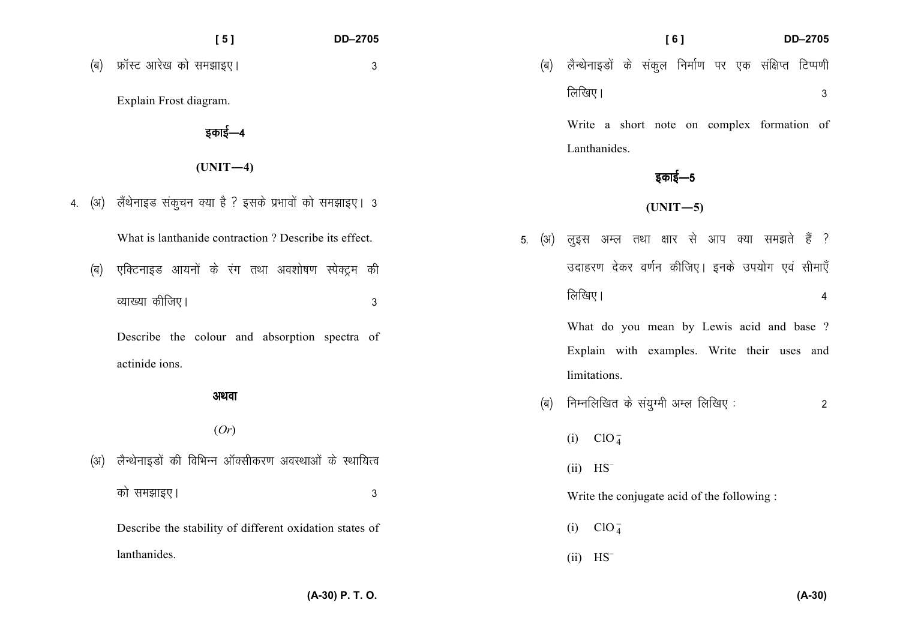(ब) फ्रॉस्ट आरेख को समझाइए। 3

Explain Frost diagram.

## इकाई—4

## (UNIT—4)

4. (अ) लैंथेनाइड संकुचन क्या है ? इसके प्रभावों को समझाइए। 3

What is lanthanide contraction ? Describe its effect.

(ब) एक्टिनाइड आयनों के रंग तथा अवशोषण स्पेक्ट्रम की व्याख्या कीजिए। 3

Describe the colour and absorption spectra of actinide ions.

अथवा

(*Or*)

(अ) लैन्थेनाइडों की विभिन्न ऑक्सीकरण अवस्थाओं के स्थायित्व को समझाइए। 3

Describe the stability of different oxidation states of lanthanides.

(ब) लैन्थेनाइडों के संकुल निर्माण पर एक संक्षिप्त टिप्पणी लिखिए। 3

Write a short note on complex formation of Lanthanides.

## इकाई—5

## (UNIT—5)

5. (अ) लुइस अम्ल तथा क्षार से आप क्या समझते हैं ? उदाहरण देकर वर्णन कीजिए। इनके उपयोग एवं सीमाएँ लिखिए। 4

What do you mean by Lewis acid and base ? Explain with examples. Write their uses and limitations.

(ब) निम्नलिखित के संयुग्मी अम्ल लिखिए : 2

(i) $ClO_4^-$

(ii) $HS^-$

Write the conjugate acid of the following :

(i) $ClO_4^-$

(ii) $HS^-$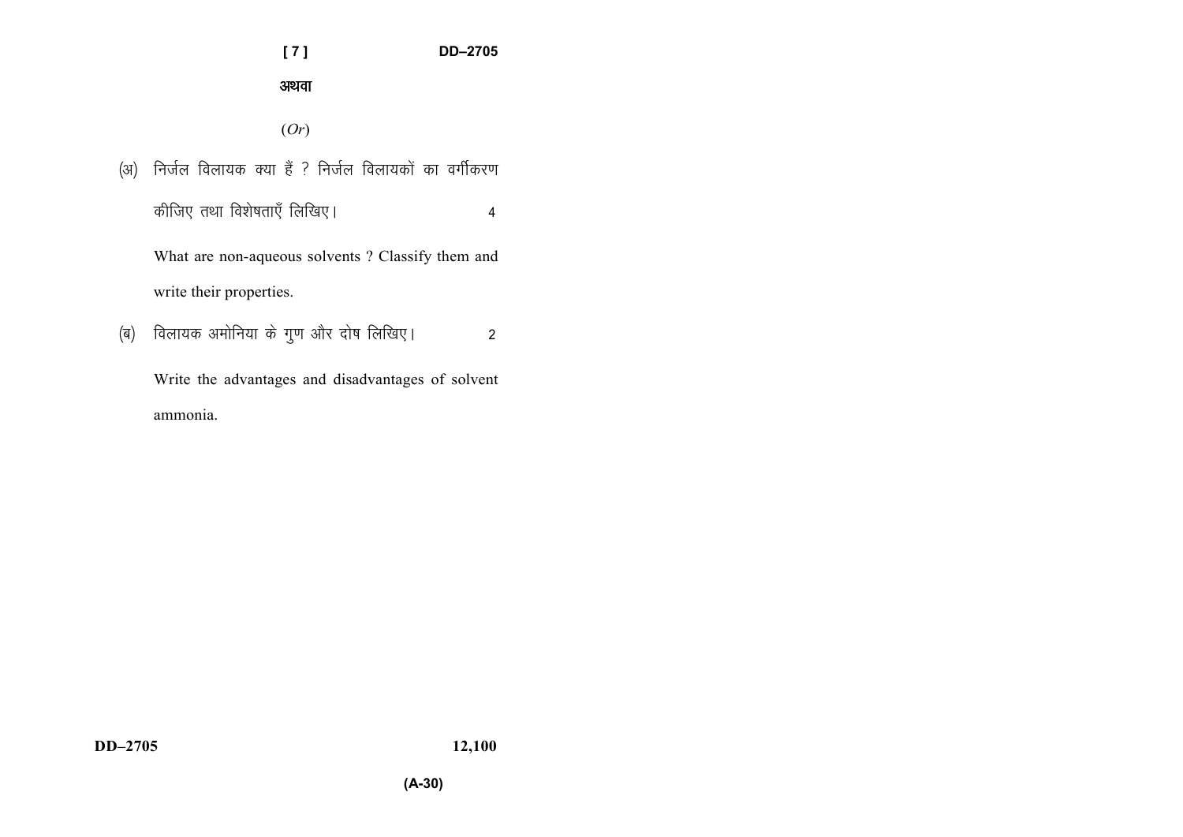अथवा

(*Or*)

(अ) निर्जल विलायक क्या हैं ? निर्जल विलायकों का वर्गीकरण कीजिए तथा विशेषताएँ लिखिए। 4

What are non-aqueous solvents ? Classify them and write their properties.

(ब) विलायक अमोनिया के गुण और दोष लिखिए। 2

Write the advantages and disadvantages of solvent ammonia.

DD–2705 12,100

(A-30)